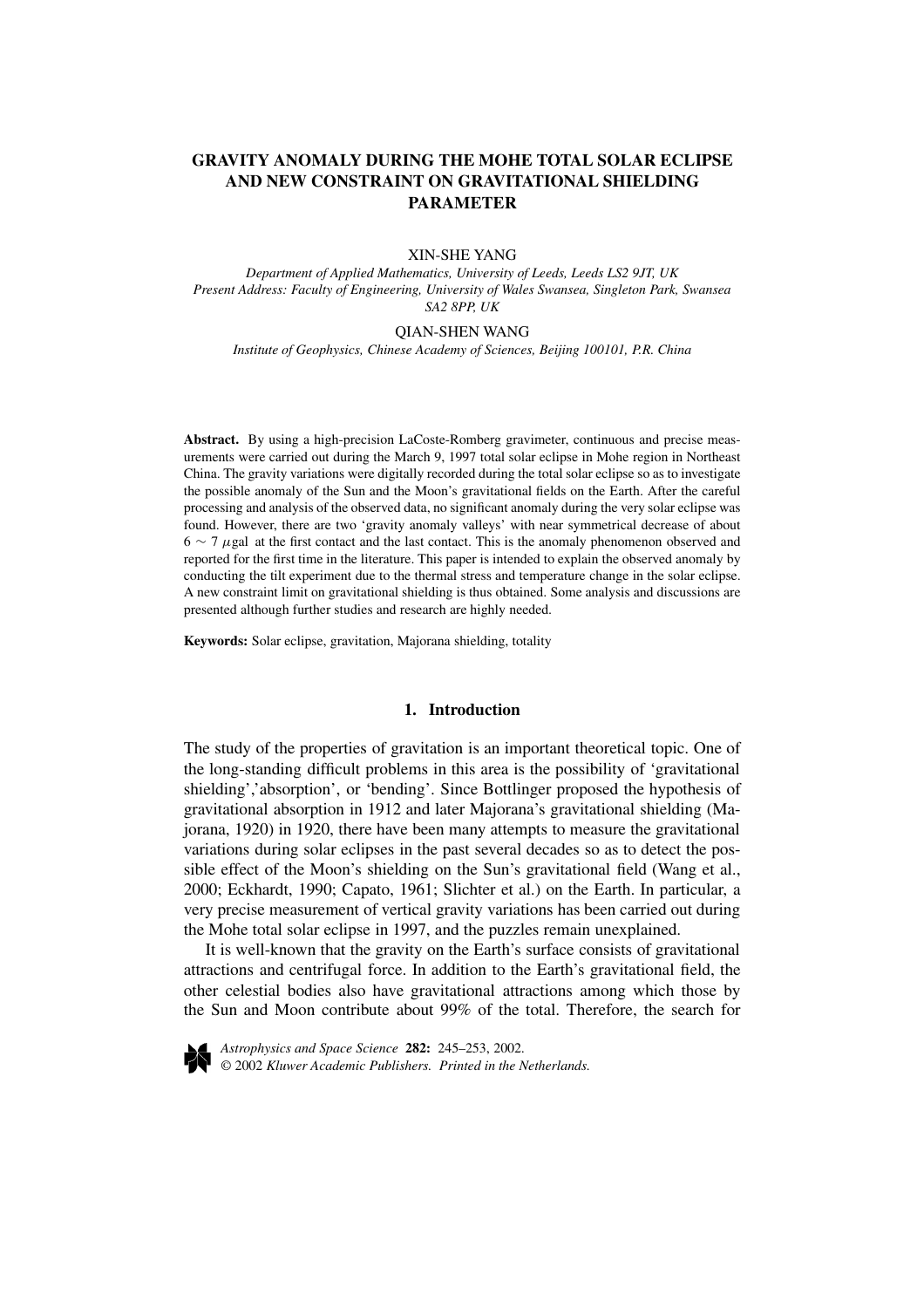# GRAVITY ANOMALY DURING THE MOHE TOTAL SOLAR ECLIPSE AND NEW CONSTRAINT ON GRAVITATIONAL SHIELDING PARAMETER

XIN-SHE YANG

*Department of Applied Mathematics, University of Leeds, Leeds LS2 9JT, UK*
*Present Address: Faculty of Engineering, University of Wales Swansea, Singleton Park, Swansea SA2 8PP, UK*

QIAN-SHEN WANG

*Institute of Geophysics, Chinese Academy of Sciences, Beijing 100101, P.R. China*

**Abstract.** By using a high-precision LaCoste-Romberg gravimeter, continuous and precise measurements were carried out during the March 9, 1997 total solar eclipse in Mohe region in Northeast China. The gravity variations were digitally recorded during the total solar eclipse so as to investigate the possible anomaly of the Sun and the Moon's gravitational fields on the Earth. After the careful processing and analysis of the observed data, no significant anomaly during the very solar eclipse was found. However, there are two 'gravity anomaly valleys' with near symmetrical decrease of about $6 \sim 7$ $\mu$gal at the first contact and the last contact. This is the anomaly phenomenon observed and reported for the first time in the literature. This paper is intended to explain the observed anomaly by conducting the tilt experiment due to the thermal stress and temperature change in the solar eclipse. A new constraint limit on gravitational shielding is thus obtained. Some analysis and discussions are presented although further studies and research are highly needed.

**Keywords:** Solar eclipse, gravitation, Majorana shielding, totality

## 1. Introduction

The study of the properties of gravitation is an important theoretical topic. One of the long-standing difficult problems in this area is the possibility of 'gravitational shielding','absorption', or 'bending'. Since Bottlinger proposed the hypothesis of gravitational absorption in 1912 and later Majorana's gravitational shielding (Majorana, 1920) in 1920, there have been many attempts to measure the gravitational variations during solar eclipses in the past several decades so as to detect the possible effect of the Moon's shielding on the Sun's gravitational field (Wang et al., 2000; Eckhardt, 1990; Capato, 1961; Slichter et al.) on the Earth. In particular, a very precise measurement of vertical gravity variations has been carried out during the Mohe total solar eclipse in 1997, and the puzzles remain unexplained.

It is well-known that the gravity on the Earth's surface consists of gravitational attractions and centrifugal force. In addition to the Earth's gravitational field, the other celestial bodies also have gravitational attractions among which those by the Sun and Moon contribute about 99% of the total. Therefore, the search for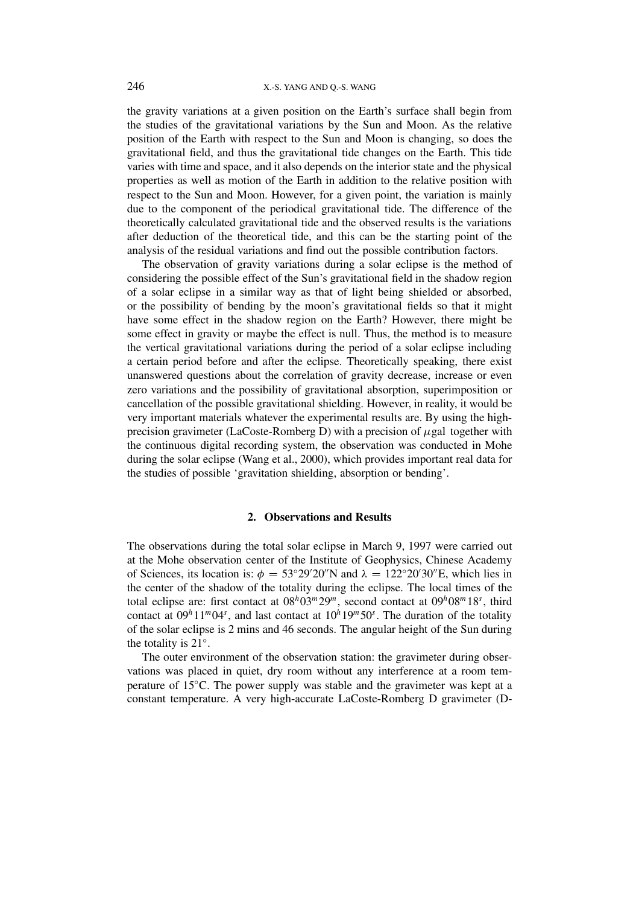the gravity variations at a given position on the Earth's surface shall begin from the studies of the gravitational variations by the Sun and Moon. As the relative position of the Earth with respect to the Sun and Moon is changing, so does the gravitational field, and thus the gravitational tide changes on the Earth. This tide varies with time and space, and it also depends on the interior state and the physical properties as well as motion of the Earth in addition to the relative position with respect to the Sun and Moon. However, for a given point, the variation is mainly due to the component of the periodical gravitational tide. The difference of the theoretically calculated gravitational tide and the observed results is the variations after deduction of the theoretical tide, and this can be the starting point of the analysis of the residual variations and find out the possible contribution factors.

The observation of gravity variations during a solar eclipse is the method of considering the possible effect of the Sun's gravitational field in the shadow region of a solar eclipse in a similar way as that of light being shielded or absorbed, or the possibility of bending by the moon's gravitational fields so that it might have some effect in the shadow region on the Earth? However, there might be some effect in gravity or maybe the effect is null. Thus, the method is to measure the vertical gravitational variations during the period of a solar eclipse including a certain period before and after the eclipse. Theoretically speaking, there exist unanswered questions about the correlation of gravity decrease, increase or even zero variations and the possibility of gravitational absorption, superimposition or cancellation of the possible gravitational shielding. However, in reality, it would be very important materials whatever the experimental results are. By using the high-precision gravimeter (LaCoste-Romberg D) with a precision of $\mu$gal together with the continuous digital recording system, the observation was conducted in Mohe during the solar eclipse (Wang et al., 2000), which provides important real data for the studies of possible 'gravitation shielding, absorption or bending'.

## 2. Observations and Results

The observations during the total solar eclipse in March 9, 1997 were carried out at the Mohe observation center of the Institute of Geophysics, Chinese Academy of Sciences, its location is: $\phi = 53°29'20''$N and $\lambda = 122°20'30''$E, which lies in the center of the shadow of the totality during the eclipse. The local times of the total eclipse are: first contact at $08^h03^m29^m$, second contact at $09^h08^m18^s$, third contact at $09^h11^m04^s$, and last contact at $10^h19^m50^s$. The duration of the totality of the solar eclipse is 2 mins and 46 seconds. The angular height of the Sun during the totality is $21°$.

The outer environment of the observation station: the gravimeter during observations was placed in quiet, dry room without any interference at a room temperature of 15°C. The power supply was stable and the gravimeter was kept at a constant temperature. A very high-accurate LaCoste-Romberg D gravimeter (D-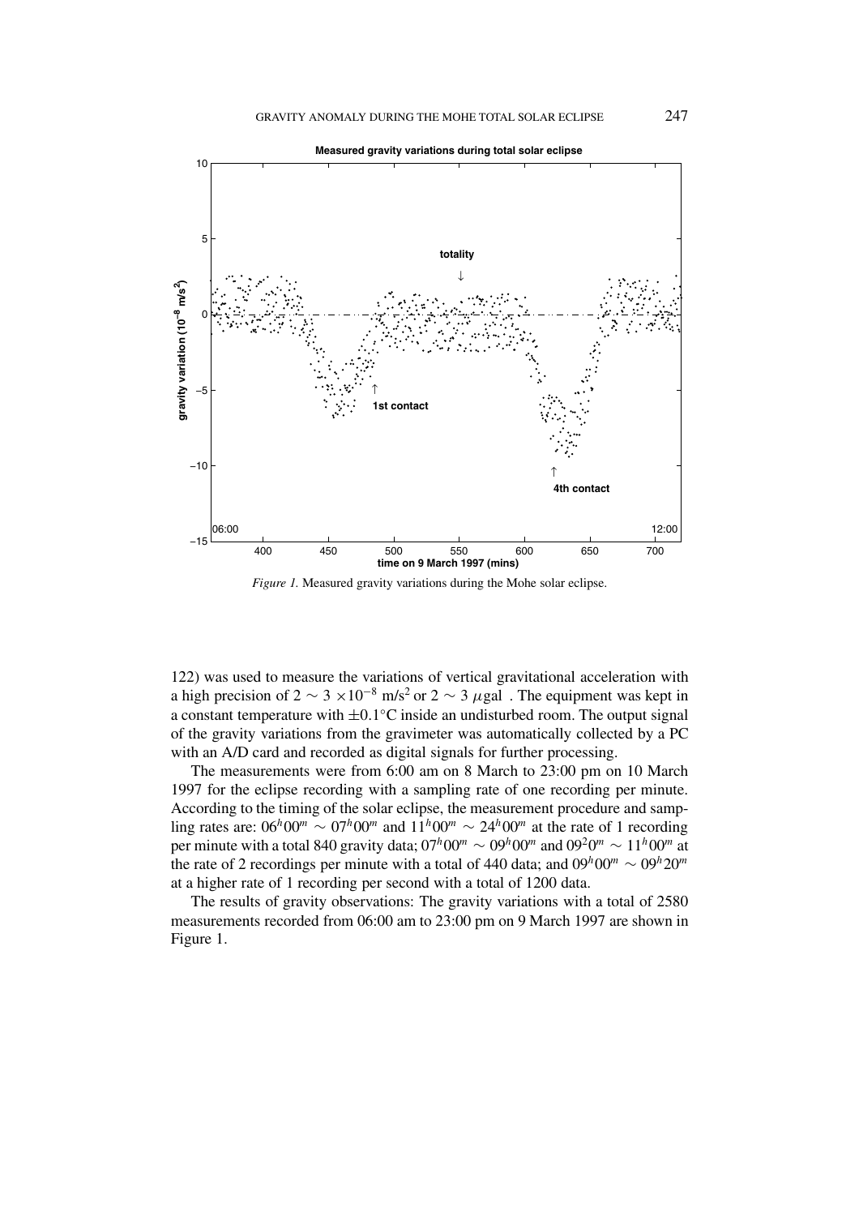*Figure 1.* Measured gravity variations during the Mohe solar eclipse.

122) was used to measure the variations of vertical gravitational acceleration with a high precision of $2 \sim 3 \times 10^{-8}$ m/s$^2$ or $2 \sim 3$ $\mu$gal . The equipment was kept in a constant temperature with $\pm 0.1°$C inside an undisturbed room. The output signal of the gravity variations from the gravimeter was automatically collected by a PC with an A/D card and recorded as digital signals for further processing.

The measurements were from 6:00 am on 8 March to 23:00 pm on 10 March 1997 for the eclipse recording with a sampling rate of one recording per minute. According to the timing of the solar eclipse, the measurement procedure and sampling rates are: $06^h00^m \sim 07^h00^m$ and $11^h00^m \sim 24^h00^m$ at the rate of 1 recording per minute with a total 840 gravity data; $07^h00^m \sim 09^h00^m$ and $09^20^m \sim 11^h00^m$ at the rate of 2 recordings per minute with a total of 440 data; and $09^h00^m \sim 09^h20^m$ at a higher rate of 1 recording per second with a total of 1200 data.

The results of gravity observations: The gravity variations with a total of 2580 measurements recorded from 06:00 am to 23:00 pm on 9 March 1997 are shown in Figure 1.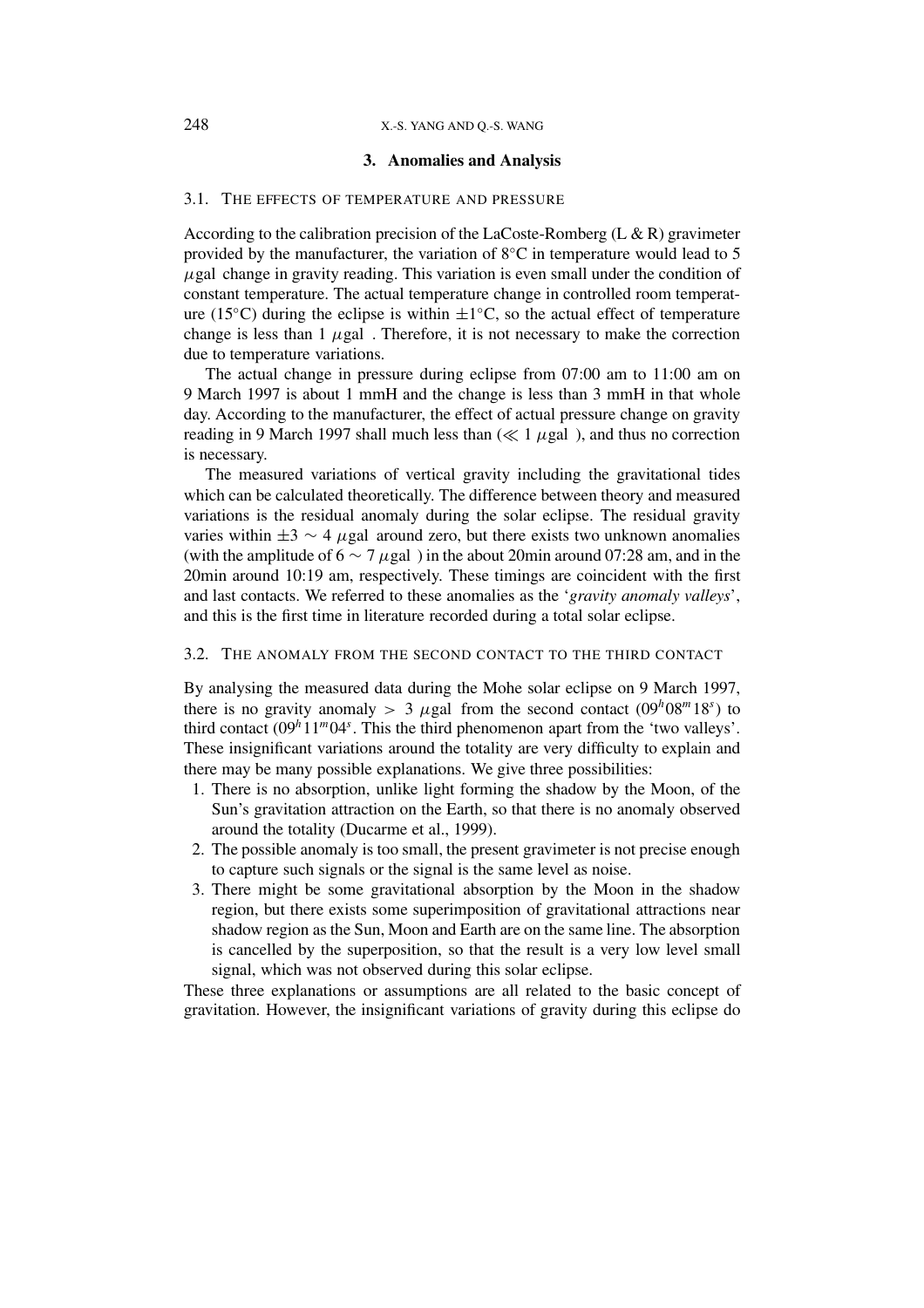## 3. Anomalies and Analysis

### 3.1. The effects of temperature and pressure

According to the calibration precision of the LaCoste-Romberg (L & R) gravimeter provided by the manufacturer, the variation of 8°C in temperature would lead to 5 $\mu$gal change in gravity reading. This variation is even small under the condition of constant temperature. The actual temperature change in controlled room temperature (15°C) during the eclipse is within $\pm 1$°C, so the actual effect of temperature change is less than 1 $\mu$gal . Therefore, it is not necessary to make the correction due to temperature variations.

The actual change in pressure during eclipse from 07:00 am to 11:00 am on 9 March 1997 is about 1 mmH and the change is less than 3 mmH in that whole day. According to the manufacturer, the effect of actual pressure change on gravity reading in 9 March 1997 shall much less than ($\ll 1$ $\mu$gal ), and thus no correction is necessary.

The measured variations of vertical gravity including the gravitational tides which can be calculated theoretically. The difference between theory and measured variations is the residual anomaly during the solar eclipse. The residual gravity varies within $\pm 3 \sim 4$ $\mu$gal around zero, but there exists two unknown anomalies (with the amplitude of $6 \sim 7$ $\mu$gal ) in the about 20min around 07:28 am, and in the 20min around 10:19 am, respectively. These timings are coincident with the first and last contacts. We referred to these anomalies as the '*gravity anomaly valleys*', and this is the first time in literature recorded during a total solar eclipse.

### 3.2. The anomaly from the second contact to the third contact

By analysing the measured data during the Mohe solar eclipse on 9 March 1997, there is no gravity anomaly $> 3$ $\mu$gal from the second contact ($09^h 08^m 18^s$) to third contact ($09^h 11^m 04^s$. This the third phenomenon apart from the 'two valleys'. These insignificant variations around the totality are very difficulty to explain and there may be many possible explanations. We give three possibilities:

1. There is no absorption, unlike light forming the shadow by the Moon, of the Sun's gravitation attraction on the Earth, so that there is no anomaly observed around the totality (Ducarme et al., 1999).
2. The possible anomaly is too small, the present gravimeter is not precise enough to capture such signals or the signal is the same level as noise.
3. There might be some gravitational absorption by the Moon in the shadow region, but there exists some superimposition of gravitational attractions near shadow region as the Sun, Moon and Earth are on the same line. The absorption is cancelled by the superposition, so that the result is a very low level small signal, which was not observed during this solar eclipse.

These three explanations or assumptions are all related to the basic concept of gravitation. However, the insignificant variations of gravity during this eclipse do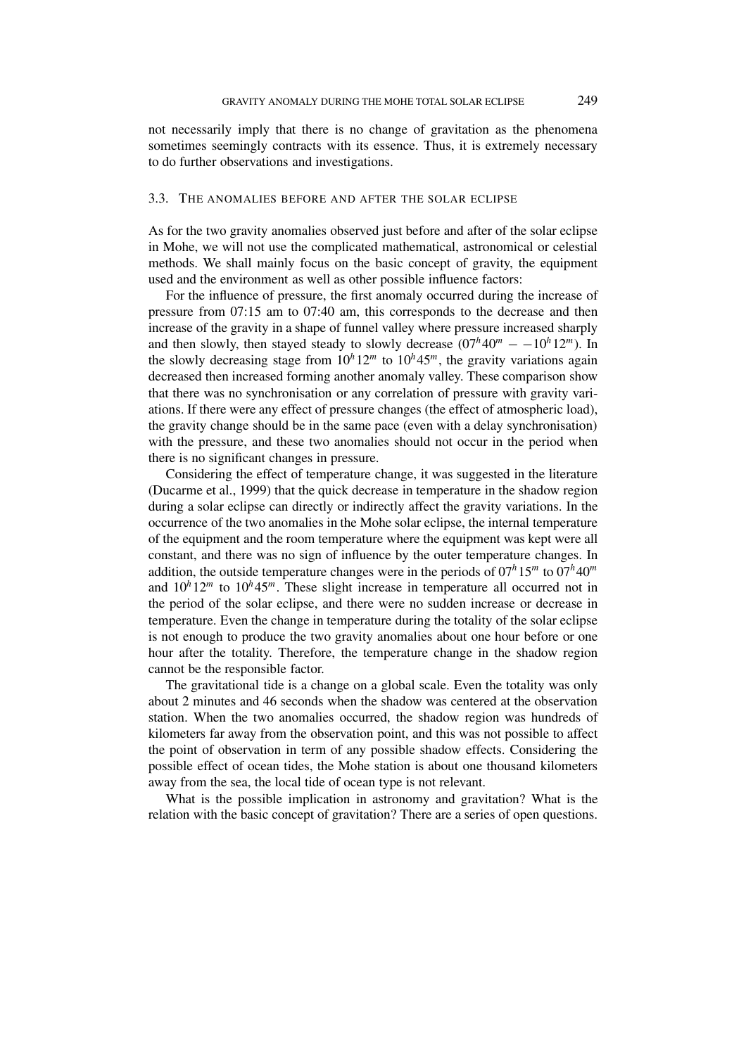not necessarily imply that there is no change of gravitation as the phenomena sometimes seemingly contracts with its essence. Thus, it is extremely necessary to do further observations and investigations.

### 3.3. The anomalies before and after the solar eclipse

As for the two gravity anomalies observed just before and after of the solar eclipse in Mohe, we will not use the complicated mathematical, astronomical or celestial methods. We shall mainly focus on the basic concept of gravity, the equipment used and the environment as well as other possible influence factors:

For the influence of pressure, the first anomaly occurred during the increase of pressure from 07:15 am to 07:40 am, this corresponds to the decrease and then increase of the gravity in a shape of funnel valley where pressure increased sharply and then slowly, then stayed steady to slowly decrease ($07^h40^m - -10^h12^m$). In the slowly decreasing stage from $10^h12^m$ to $10^h45^m$, the gravity variations again decreased then increased forming another anomaly valley. These comparison show that there was no synchronisation or any correlation of pressure with gravity variations. If there were any effect of pressure changes (the effect of atmospheric load), the gravity change should be in the same pace (even with a delay synchronisation) with the pressure, and these two anomalies should not occur in the period when there is no significant changes in pressure.

Considering the effect of temperature change, it was suggested in the literature (Ducarme et al., 1999) that the quick decrease in temperature in the shadow region during a solar eclipse can directly or indirectly affect the gravity variations. In the occurrence of the two anomalies in the Mohe solar eclipse, the internal temperature of the equipment and the room temperature where the equipment was kept were all constant, and there was no sign of influence by the outer temperature changes. In addition, the outside temperature changes were in the periods of $07^h15^m$ to $07^h40^m$ and $10^h12^m$ to $10^h45^m$. These slight increase in temperature all occurred not in the period of the solar eclipse, and there were no sudden increase or decrease in temperature. Even the change in temperature during the totality of the solar eclipse is not enough to produce the two gravity anomalies about one hour before or one hour after the totality. Therefore, the temperature change in the shadow region cannot be the responsible factor.

The gravitational tide is a change on a global scale. Even the totality was only about 2 minutes and 46 seconds when the shadow was centered at the observation station. When the two anomalies occurred, the shadow region was hundreds of kilometers far away from the observation point, and this was not possible to affect the point of observation in term of any possible shadow effects. Considering the possible effect of ocean tides, the Mohe station is about one thousand kilometers away from the sea, the local tide of ocean type is not relevant.

What is the possible implication in astronomy and gravitation? What is the relation with the basic concept of gravitation? There are a series of open questions.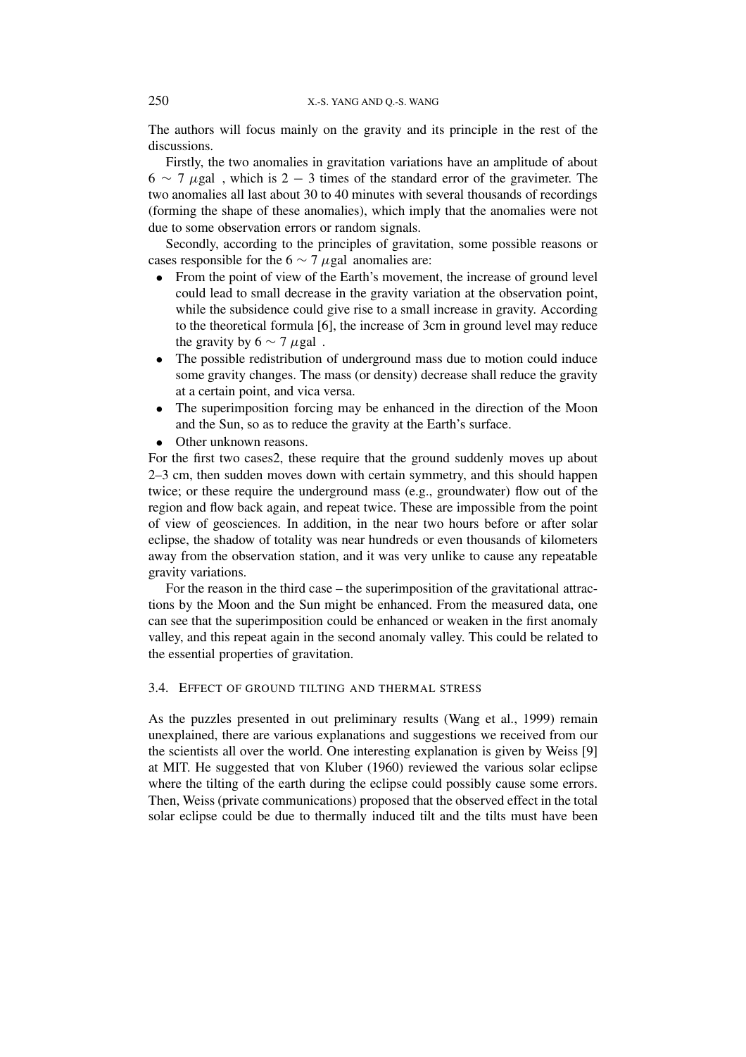The authors will focus mainly on the gravity and its principle in the rest of the discussions.

Firstly, the two anomalies in gravitation variations have an amplitude of about $6 \sim 7$ $\mu$gal , which is $2 - 3$ times of the standard error of the gravimeter. The two anomalies all last about 30 to 40 minutes with several thousands of recordings (forming the shape of these anomalies), which imply that the anomalies were not due to some observation errors or random signals.

Secondly, according to the principles of gravitation, some possible reasons or cases responsible for the $6 \sim 7$ $\mu$gal anomalies are:

- From the point of view of the Earth's movement, the increase of ground level could lead to small decrease in the gravity variation at the observation point, while the subsidence could give rise to a small increase in gravity. According to the theoretical formula [6], the increase of 3cm in ground level may reduce the gravity by $6 \sim 7$ $\mu$gal .
- The possible redistribution of underground mass due to motion could induce some gravity changes. The mass (or density) decrease shall reduce the gravity at a certain point, and vica versa.
- The superimposition forcing may be enhanced in the direction of the Moon and the Sun, so as to reduce the gravity at the Earth's surface.
- Other unknown reasons.

For the first two cases2, these require that the ground suddenly moves up about 2–3 cm, then sudden moves down with certain symmetry, and this should happen twice; or these require the underground mass (e.g., groundwater) flow out of the region and flow back again, and repeat twice. These are impossible from the point of view of geosciences. In addition, in the near two hours before or after solar eclipse, the shadow of totality was near hundreds or even thousands of kilometers away from the observation station, and it was very unlike to cause any repeatable gravity variations.

For the reason in the third case – the superimposition of the gravitational attractions by the Moon and the Sun might be enhanced. From the measured data, one can see that the superimposition could be enhanced or weaken in the first anomaly valley, and this repeat again in the second anomaly valley. This could be related to the essential properties of gravitation.

### 3.4. Effect of ground tilting and thermal stress

As the puzzles presented in out preliminary results (Wang et al., 1999) remain unexplained, there are various explanations and suggestions we received from our the scientists all over the world. One interesting explanation is given by Weiss [9] at MIT. He suggested that von Kluber (1960) reviewed the various solar eclipse where the tilting of the earth during the eclipse could possibly cause some errors. Then, Weiss (private communications) proposed that the observed effect in the total solar eclipse could be due to thermally induced tilt and the tilts must have been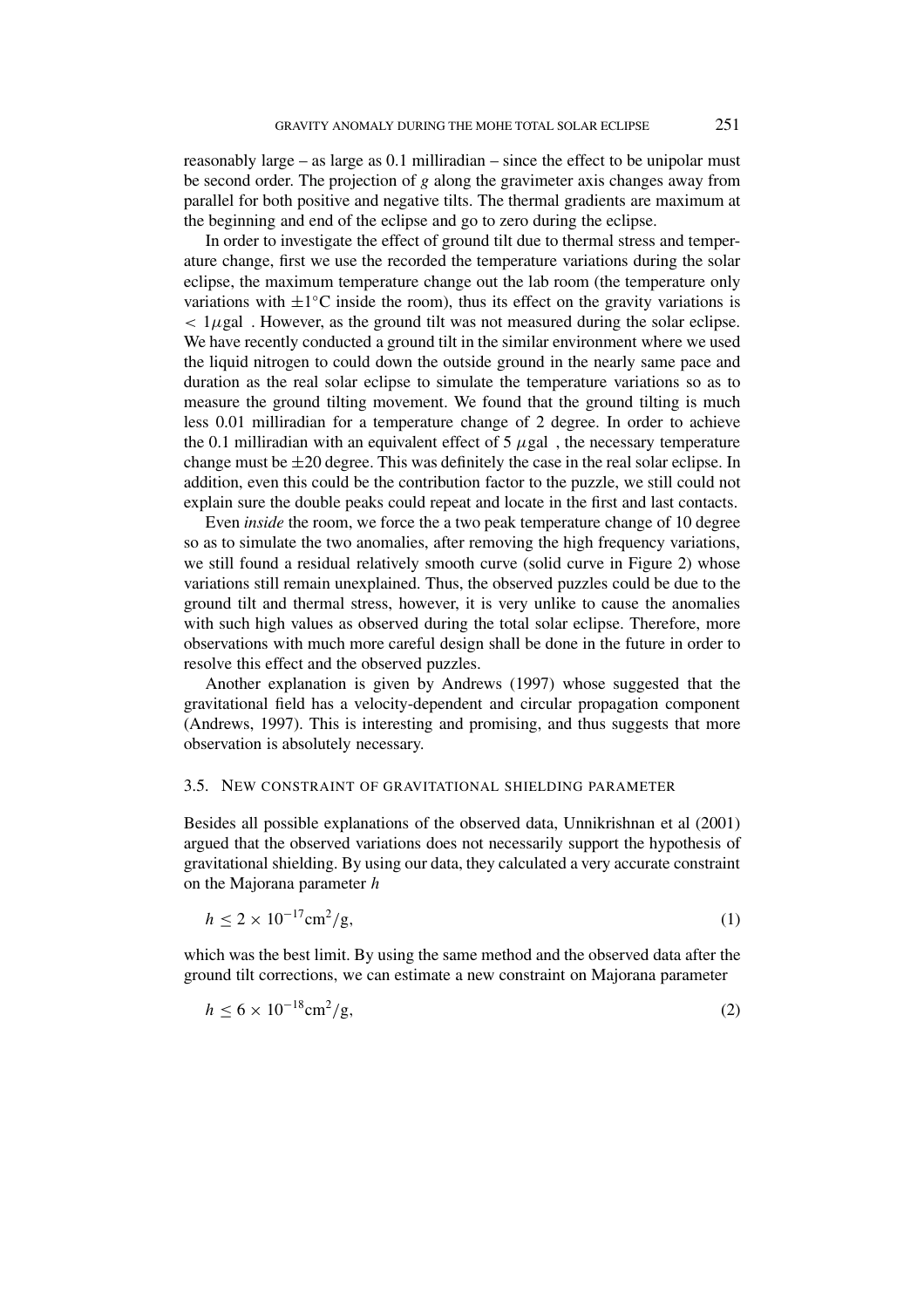reasonably large – as large as 0.1 milliradian – since the effect to be unipolar must be second order. The projection of $g$ along the gravimeter axis changes away from parallel for both positive and negative tilts. The thermal gradients are maximum at the beginning and end of the eclipse and go to zero during the eclipse.

In order to investigate the effect of ground tilt due to thermal stress and temperature change, first we use the recorded the temperature variations during the solar eclipse, the maximum temperature change out the lab room (the temperature only variations with $\pm 1°$C inside the room), thus its effect on the gravity variations is $< 1\mu$gal . However, as the ground tilt was not measured during the solar eclipse. We have recently conducted a ground tilt in the similar environment where we used the liquid nitrogen to could down the outside ground in the nearly same pace and duration as the real solar eclipse to simulate the temperature variations so as to measure the ground tilting movement. We found that the ground tilting is much less 0.01 milliradian for a temperature change of 2 degree. In order to achieve the 0.1 milliradian with an equivalent effect of 5 $\mu$gal , the necessary temperature change must be $\pm 20$ degree. This was definitely the case in the real solar eclipse. In addition, even this could be the contribution factor to the puzzle, we still could not explain sure the double peaks could repeat and locate in the first and last contacts.

Even *inside* the room, we force the a two peak temperature change of 10 degree so as to simulate the two anomalies, after removing the high frequency variations, we still found a residual relatively smooth curve (solid curve in Figure 2) whose variations still remain unexplained. Thus, the observed puzzles could be due to the ground tilt and thermal stress, however, it is very unlike to cause the anomalies with such high values as observed during the total solar eclipse. Therefore, more observations with much more careful design shall be done in the future in order to resolve this effect and the observed puzzles.

Another explanation is given by Andrews (1997) whose suggested that the gravitational field has a velocity-dependent and circular propagation component (Andrews, 1997). This is interesting and promising, and thus suggests that more observation is absolutely necessary.

### 3.5. New constraint of gravitational shielding parameter

Besides all possible explanations of the observed data, Unnikrishnan et al (2001) argued that the observed variations does not necessarily support the hypothesis of gravitational shielding. By using our data, they calculated a very accurate constraint on the Majorana parameter $h$

$$h \leq 2 \times 10^{-17}\text{cm}^2/\text{g}, \tag{1}$$

which was the best limit. By using the same method and the observed data after the ground tilt corrections, we can estimate a new constraint on Majorana parameter

$$h \leq 6 \times 10^{-18}\text{cm}^2/\text{g}, \tag{2}$$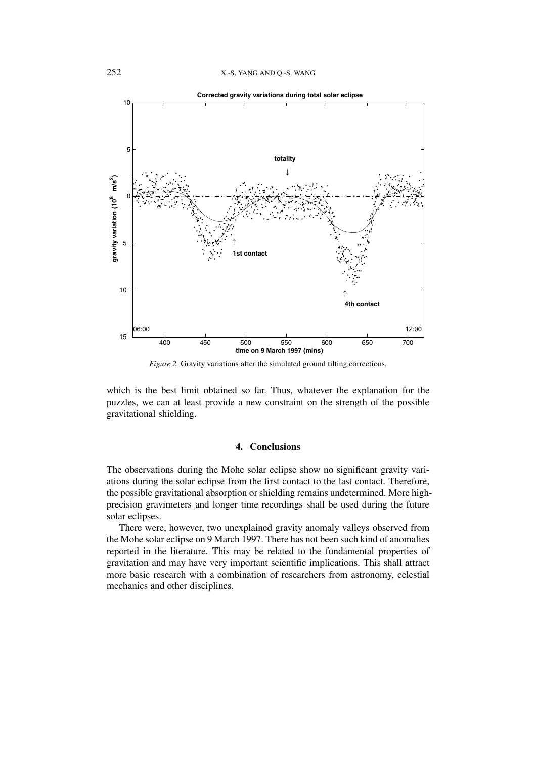*Figure 2.* Gravity variations after the simulated ground tilting corrections.

which is the best limit obtained so far. Thus, whatever the explanation for the puzzles, we can at least provide a new constraint on the strength of the possible gravitational shielding.

## 4. Conclusions

The observations during the Mohe solar eclipse show no significant gravity variations during the solar eclipse from the first contact to the last contact. Therefore, the possible gravitational absorption or shielding remains undetermined. More high-precision gravimeters and longer time recordings shall be used during the future solar eclipses.

There were, however, two unexplained gravity anomaly valleys observed from the Mohe solar eclipse on 9 March 1997. There has not been such kind of anomalies reported in the literature. This may be related to the fundamental properties of gravitation and may have very important scientific implications. This shall attract more basic research with a combination of researchers from astronomy, celestial mechanics and other disciplines.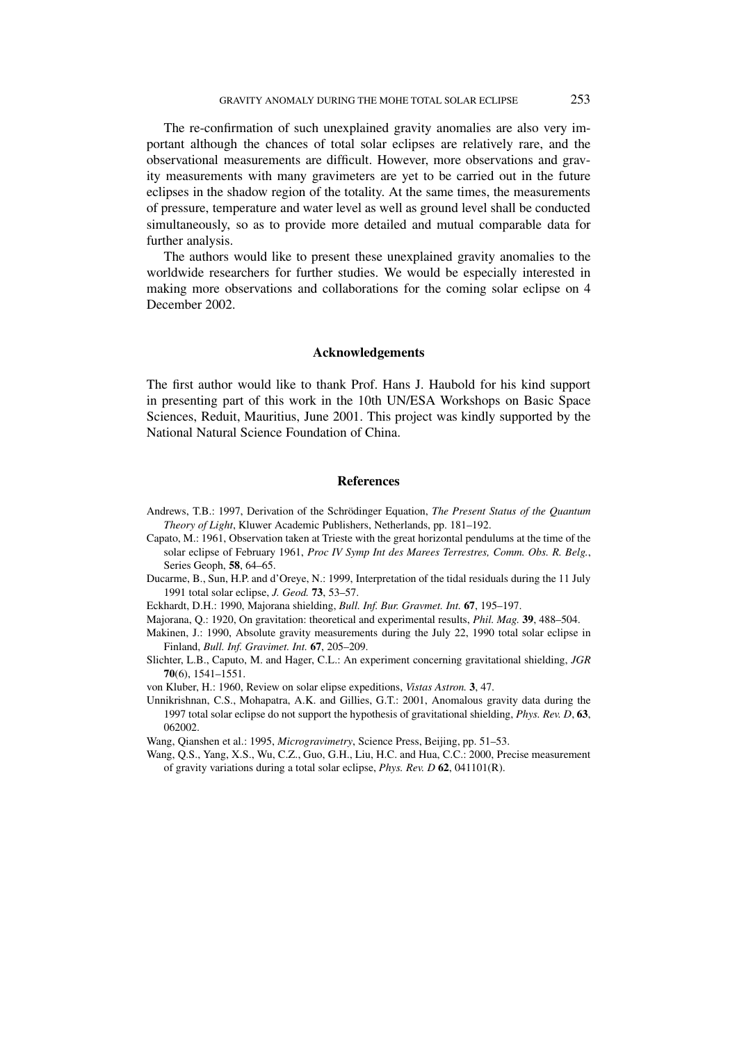The re-confirmation of such unexplained gravity anomalies are also very important although the chances of total solar eclipses are relatively rare, and the observational measurements are difficult. However, more observations and gravity measurements with many gravimeters are yet to be carried out in the future eclipses in the shadow region of the totality. At the same times, the measurements of pressure, temperature and water level as well as ground level shall be conducted simultaneously, so as to provide more detailed and mutual comparable data for further analysis.

The authors would like to present these unexplained gravity anomalies to the worldwide researchers for further studies. We would be especially interested in making more observations and collaborations for the coming solar eclipse on 4 December 2002.

## Acknowledgements

The first author would like to thank Prof. Hans J. Haubold for his kind support in presenting part of this work in the 10th UN/ESA Workshops on Basic Space Sciences, Reduit, Mauritius, June 2001. This project was kindly supported by the National Natural Science Foundation of China.

## References

Andrews, T.B.: 1997, Derivation of the Schrödinger Equation, *The Present Status of the Quantum Theory of Light*, Kluwer Academic Publishers, Netherlands, pp. 181–192.

Capato, M.: 1961, Observation taken at Trieste with the great horizontal pendulums at the time of the solar eclipse of February 1961, *Proc IV Symp Int des Marees Terrestres, Comm. Obs. R. Belg.*, Series Geoph, **58**, 64–65.

Ducarme, B., Sun, H.P. and d'Oreye, N.: 1999, Interpretation of the tidal residuals during the 11 July 1991 total solar eclipse, *J. Geod.* **73**, 53–57.

Eckhardt, D.H.: 1990, Majorana shielding, *Bull. Inf. Bur. Gravmet. Int.* **67**, 195–197.

Majorana, Q.: 1920, On gravitation: theoretical and experimental results, *Phil. Mag.* **39**, 488–504.

Makinen, J.: 1990, Absolute gravity measurements during the July 22, 1990 total solar eclipse in Finland, *Bull. Inf. Gravimet. Int.* **67**, 205–209.

Slichter, L.B., Caputo, M. and Hager, C.L.: An experiment concerning gravitational shielding, *JGR* **70**(6), 1541–1551.

von Kluber, H.: 1960, Review on solar elipse expeditions, *Vistas Astron.* **3**, 47.

Unnikrishnan, C.S., Mohapatra, A.K. and Gillies, G.T.: 2001, Anomalous gravity data during the 1997 total solar eclipse do not support the hypothesis of gravitational shielding, *Phys. Rev. D*, **63**, 062002.

Wang, Qianshen et al.: 1995, *Microgravimetry*, Science Press, Beijing, pp. 51–53.

Wang, Q.S., Yang, X.S., Wu, C.Z., Guo, G.H., Liu, H.C. and Hua, C.C.: 2000, Precise measurement of gravity variations during a total solar eclipse, *Phys. Rev. D* **62**, 041101(R).